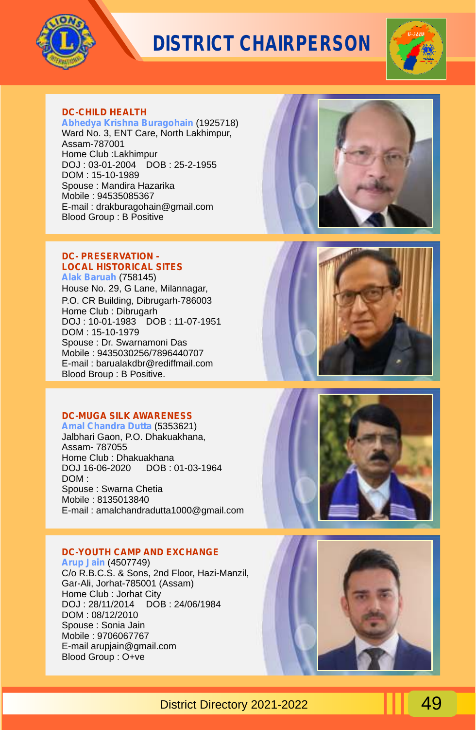# DISTRICT CHAIRPERSON

## DC-CHILD HEALTH

**Abhedya Krishna Buragohain** (1925718)
Ward No. 3, ENT Care, North Lakhimpur,
Assam-787001
Home Club :Lakhimpur
DOJ : 03-01-2004 DOB : 25-2-1955
DOM : 15-10-1989
Spouse : Mandira Hazarika
Mobile : 94535085367
E-mail : drakburagohain@gmail.com
Blood Group : B Positive

## DC- PRESERVATION - LOCAL HISTORICAL SITES

**Alak Baruah** (758145)
House No. 29, G Lane, Milannagar,
P.O. CR Building, Dibrugarh-786003
Home Club : Dibrugarh
DOJ : 10-01-1983 DOB : 11-07-1951
DOM : 15-10-1979
Spouse : Dr. Swarnamoni Das
Mobile : 9435030256/7896440707
E-mail : barualakdbr@rediffmail.com
Blood Broup : B Positive.

## DC-MUGA SILK AWARENESS

**Amal Chandra Dutta** (5353621)
Jalbhari Gaon, P.O. Dhakuakhana,
Assam- 787055
Home Club : Dhakuakhana
DOJ 16-06-2020 DOB : 01-03-1964
DOM :
Spouse : Swarna Chetia
Mobile : 8135013840
E-mail : amalchandradutta1000@gmail.com

## DC-YOUTH CAMP AND EXCHANGE

**Arup Jain** (4507749)
C/o R.B.C.S. & Sons, 2nd Floor, Hazi-Manzil,
Gar-Ali, Jorhat-785001 (Assam)
Home Club : Jorhat City
DOJ : 28/11/2014 DOB : 24/06/1984
DOM : 08/12/2010
Spouse : Sonia Jain
Mobile : 9706067767
E-mail arupjain@gmail.com
Blood Group : O+ve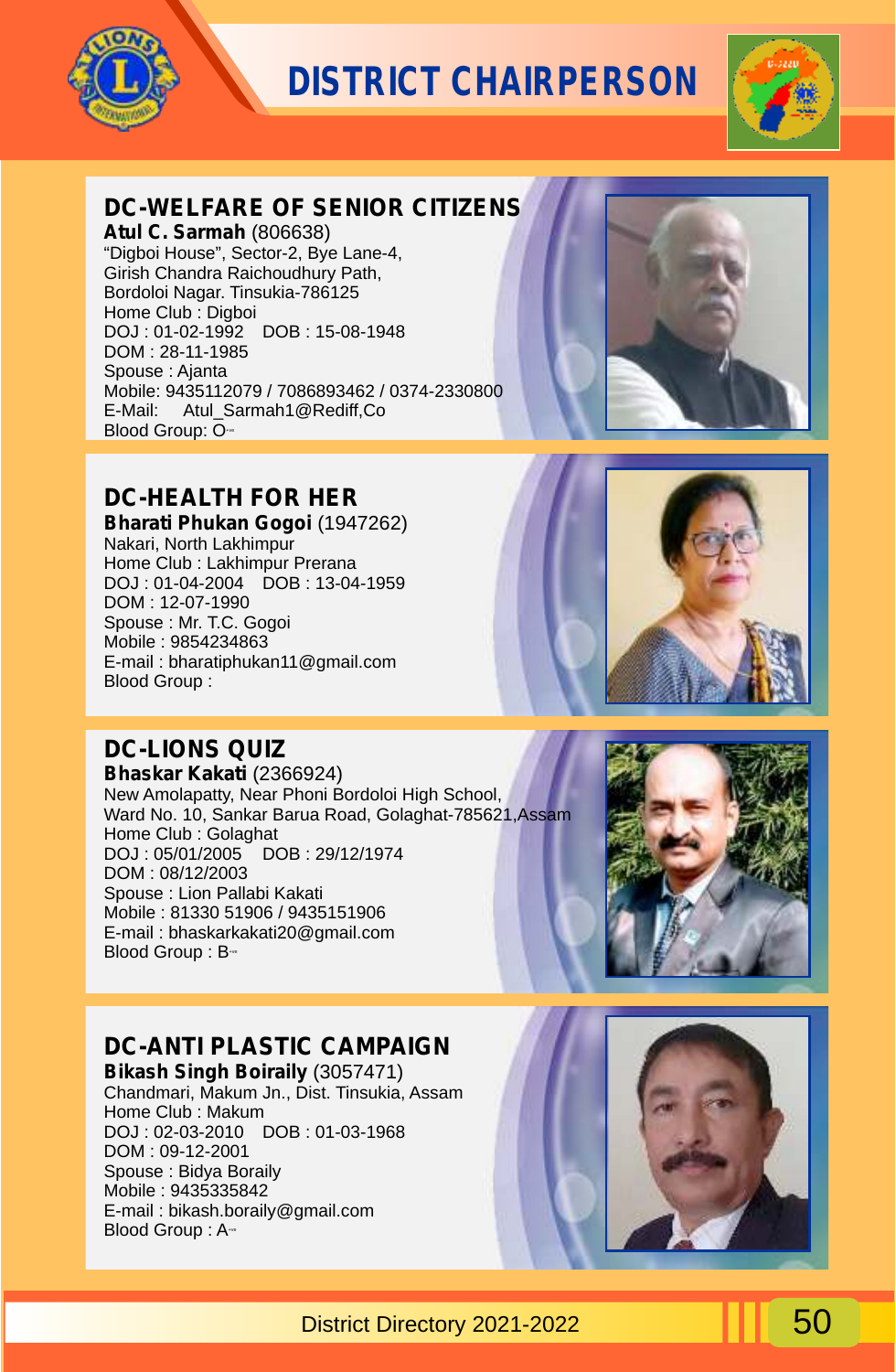# DISTRICT CHAIRPERSON

## DC-WELFARE OF SENIOR CITIZENS

**Atul C. Sarmah** (806638)
"Digboi House", Sector-2, Bye Lane-4,
Girish Chandra Raichoudhury Path,
Bordoloi Nagar. Tinsukia-786125
Home Club : Digboi
DOJ : 01-02-1992 DOB : 15-08-1948
DOM : 28-11-1985
Spouse : Ajanta
Mobile: 9435112079 / 7086893462 / 0374-2330800
E-Mail: Atul_Sarmah1@Rediff,Co
Blood Group: O+ve

## DC-HEALTH FOR HER

**Bharati Phukan Gogoi** (1947262)
Nakari, North Lakhimpur
Home Club : Lakhimpur Prerana
DOJ : 01-04-2004 DOB : 13-04-1959
DOM : 12-07-1990
Spouse : Mr. T.C. Gogoi
Mobile : 9854234863
E-mail : bharatiphukan11@gmail.com
Blood Group :

## DC-LIONS QUIZ

**Bhaskar Kakati** (2366924)
New Amolapatty, Near Phoni Bordoloi High School,
Ward No. 10, Sankar Barua Road, Golaghat-785621,Assam
Home Club : Golaghat
DOJ : 05/01/2005 DOB : 29/12/1974
DOM : 08/12/2003
Spouse : Lion Pallabi Kakati
Mobile : 81330 51906 / 9435151906
E-mail : bhaskarkakati20@gmail.com
Blood Group : B+ve

## DC-ANTI PLASTIC CAMPAIGN

**Bikash Singh Boiraily** (3057471)
Chandmari, Makum Jn., Dist. Tinsukia, Assam
Home Club : Makum
DOJ : 02-03-2010 DOB : 01-03-1968
DOM : 09-12-2001
Spouse : Bidya Boraily
Mobile : 9435335842
E-mail : bikash.boraily@gmail.com
Blood Group : A+ve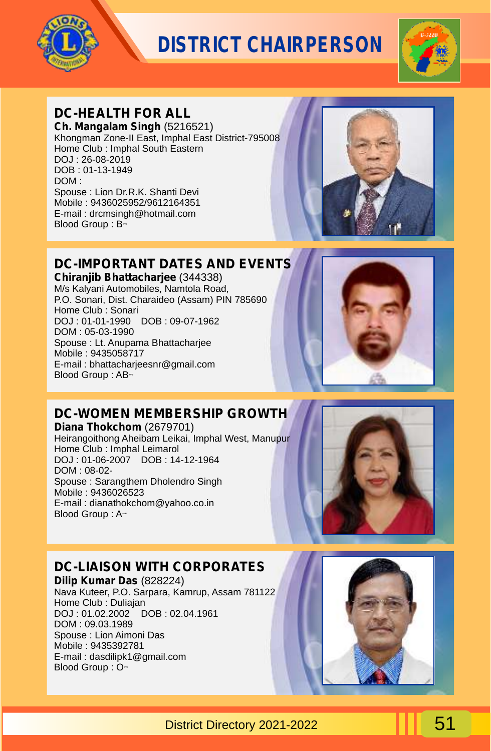# DISTRICT CHAIRPERSON

## DC-HEALTH FOR ALL

**Ch. Mangalam Singh** (5216521)
Khongman Zone-II East, Imphal East District-795008
Home Club : Imphal South Eastern
DOJ : 26-08-2019
DOB : 01-13-1949
DOM :
Spouse : Lion Dr.R.K. Shanti Devi
Mobile : 9436025952/9612164351
E-mail : drcmsingh@hotmail.com
Blood Group : B+ve

## DC-IMPORTANT DATES AND EVENTS

**Chiranjib Bhattacharjee** (344338)
M/s Kalyani Automobiles, Namtola Road,
P.O. Sonari, Dist. Charaideo (Assam) PIN 785690
Home Club : Sonari
DOJ : 01-01-1990 DOB : 09-07-1962
DOM : 05-03-1990
Spouse : Lt. Anupama Bhattacharjee
Mobile : 9435058717
E-mail : bhattacharjeesnr@gmail.com
Blood Group : AB+ve

## DC-WOMEN MEMBERSHIP GROWTH

**Diana Thokchom** (2679701)
Heirangoithong Aheibam Leikai, Imphal West, Manupur
Home Club : Imphal Leimarol
DOJ : 01-06-2007 DOB : 14-12-1964
DOM : 08-02-
Spouse : Sarangthem Dholendro Singh
Mobile : 9436026523
E-mail : dianathokchom@yahoo.co.in
Blood Group : A+ve

## DC-LIAISON WITH CORPORATES

**Dilip Kumar Das** (828224)
Nava Kuteer, P.O. Sarpara, Kamrup, Assam 781122
Home Club : Duliajan
DOJ : 01.02.2002 DOB : 02.04.1961
DOM : 09.03.1989
Spouse : Lion Aimoni Das
Mobile : 9435392781
E-mail : dasdilipk1@gmail.com
Blood Group : O+ve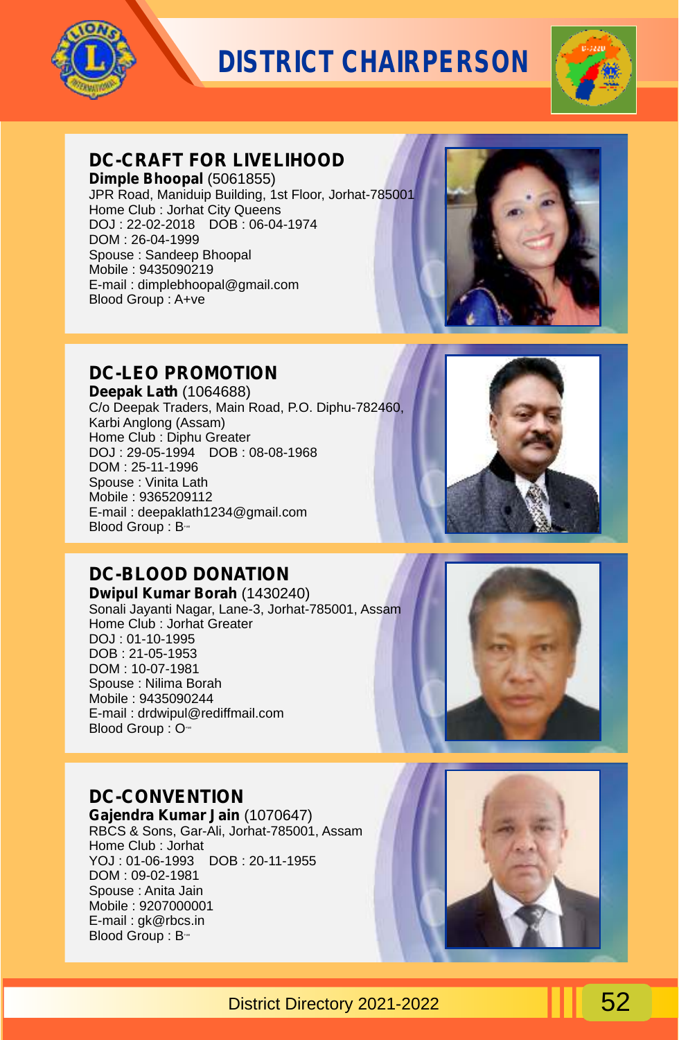# DISTRICT CHAIRPERSON

## DC-CRAFT FOR LIVELIHOOD

**Dimple Bhoopal** (5061855)
JPR Road, Maniduip Building, 1st Floor, Jorhat-785001
Home Club : Jorhat City Queens
DOJ : 22-02-2018 DOB : 06-04-1974
DOM : 26-04-1999
Spouse : Sandeep Bhoopal
Mobile : 9435090219
E-mail : dimplebhoopal@gmail.com
Blood Group : A+ve

## DC-LEO PROMOTION

**Deepak Lath** (1064688)
C/o Deepak Traders, Main Road, P.O. Diphu-782460, Karbi Anglong (Assam)
Home Club : Diphu Greater
DOJ : 29-05-1994 DOB : 08-08-1968
DOM : 25-11-1996
Spouse : Vinita Lath
Mobile : 9365209112
E-mail : deepaklath1234@gmail.com
Blood Group : B-

## DC-BLOOD DONATION

**Dwipul Kumar Borah** (1430240)
Sonali Jayanti Nagar, Lane-3, Jorhat-785001, Assam
Home Club : Jorhat Greater
DOJ : 01-10-1995
DOB : 21-05-1953
DOM : 10-07-1981
Spouse : Nilima Borah
Mobile : 9435090244
E-mail : drdwipul@rediffmail.com
Blood Group : O-

## DC-CONVENTION

**Gajendra Kumar Jain** (1070647)
RBCS & Sons, Gar-Ali, Jorhat-785001, Assam
Home Club : Jorhat
YOJ : 01-06-1993 DOB : 20-11-1955
DOM : 09-02-1981
Spouse : Anita Jain
Mobile : 9207000001
E-mail : gk@rbcs.in
Blood Group : B-

District Directory 2021-2022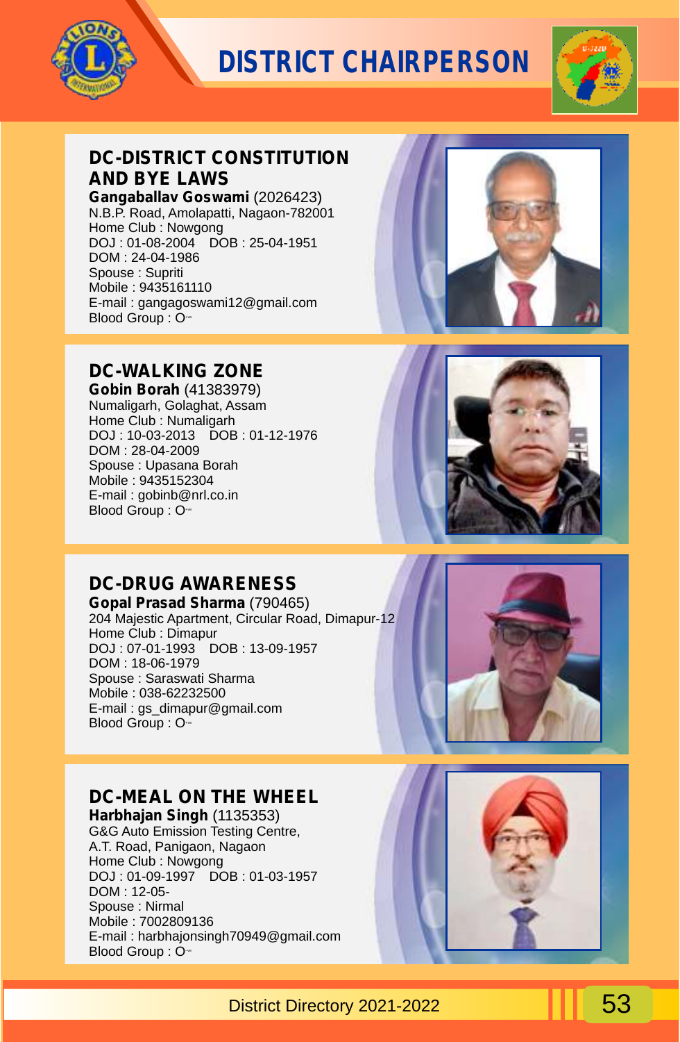# DISTRICT CHAIRPERSON

## DC-DISTRICT CONSTITUTION AND BYE LAWS

**Gangaballav Goswami** (2026423)
N.B.P. Road, Amolapatti, Nagaon-782001
Home Club : Nowgong
DOJ : 01-08-2004 DOB : 25-04-1951
DOM : 24-04-1986
Spouse : Supriti
Mobile : 9435161110
E-mail : gangagoswami12@gmail.com
Blood Group : O-

## DC-WALKING ZONE

**Gobin Borah** (41383979)
Numaligarh, Golaghat, Assam
Home Club : Numaligarh
DOJ : 10-03-2013 DOB : 01-12-1976
DOM : 28-04-2009
Spouse : Upasana Borah
Mobile : 9435152304
E-mail : gobinb@nrl.co.in
Blood Group : O-

## DC-DRUG AWARENESS

**Gopal Prasad Sharma** (790465)
204 Majestic Apartment, Circular Road, Dimapur-12
Home Club : Dimapur
DOJ : 07-01-1993 DOB : 13-09-1957
DOM : 18-06-1979
Spouse : Saraswati Sharma
Mobile : 038-62232500
E-mail : gs_dimapur@gmail.com
Blood Group : O-

## DC-MEAL ON THE WHEEL

**Harbhajan Singh** (1135353)
G&G Auto Emission Testing Centre,
A.T. Road, Panigaon, Nagaon
Home Club : Nowgong
DOJ : 01-09-1997 DOB : 01-03-1957
DOM : 12-05-
Spouse : Nirmal
Mobile : 7002809136
E-mail : harbhajonsingh70949@gmail.com
Blood Group : O-

District Directory 2021-2022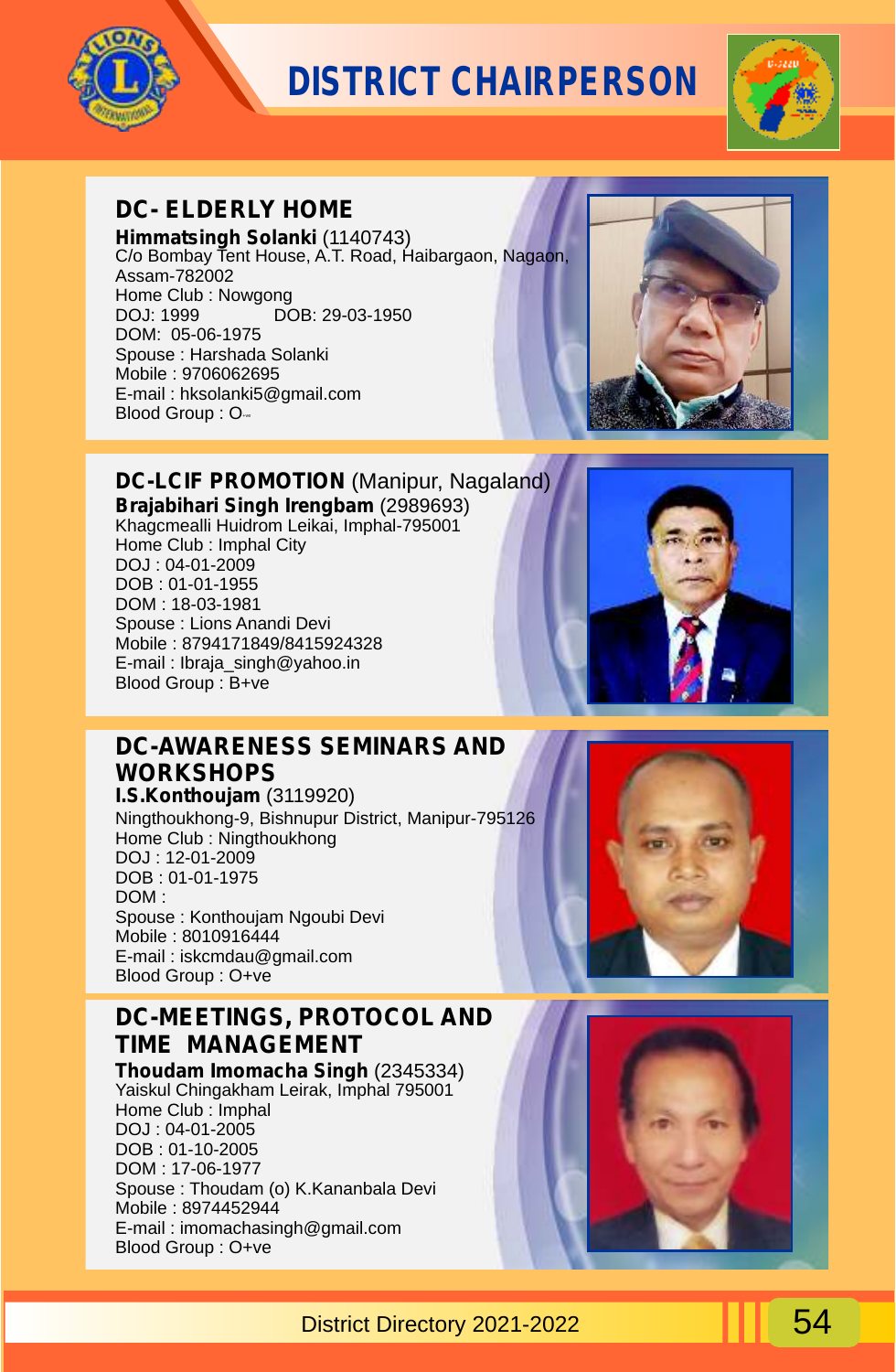# DISTRICT CHAIRPERSON

## DC- ELDERLY HOME

**Himmatsingh Solanki** (1140743)
C/o Bombay Tent House, A.T. Road, Haibargaon, Nagaon, Assam-782002
Home Club : Nowgong
DOJ: 1999 DOB: 29-03-1950
DOM: 05-06-1975
Spouse : Harshada Solanki
Mobile : 9706062695
E-mail : hksolanki5@gmail.com
Blood Group : O-ve

## DC-LCIF PROMOTION (Manipur, Nagaland)

**Brajabihari Singh Irengbam** (2989693)
Khagcmealli Huidrom Leikai, Imphal-795001
Home Club : Imphal City
DOJ : 04-01-2009
DOB : 01-01-1955
DOM : 18-03-1981
Spouse : Lions Anandi Devi
Mobile : 8794171849/8415924328
E-mail : Ibraja_singh@yahoo.in
Blood Group : B+ve

## DC-AWARENESS SEMINARS AND WORKSHOPS

**I.S.Konthoujam** (3119920)
Ningthoukhong-9, Bishnupur District, Manipur-795126
Home Club : Ningthoukhong
DOJ : 12-01-2009
DOB : 01-01-1975
DOM :
Spouse : Konthoujam Ngoubi Devi
Mobile : 8010916444
E-mail : iskcmdau@gmail.com
Blood Group : O+ve

## DC-MEETINGS, PROTOCOL AND TIME MANAGEMENT

**Thoudam Imomacha Singh** (2345334)
Yaiskul Chingakham Leirak, Imphal 795001
Home Club : Imphal
DOJ : 04-01-2005
DOB : 01-10-2005
DOM : 17-06-1977
Spouse : Thoudam (o) K.Kananbala Devi
Mobile : 8974452944
E-mail : imomachasingh@gmail.com
Blood Group : O+ve

District Directory 2021-2022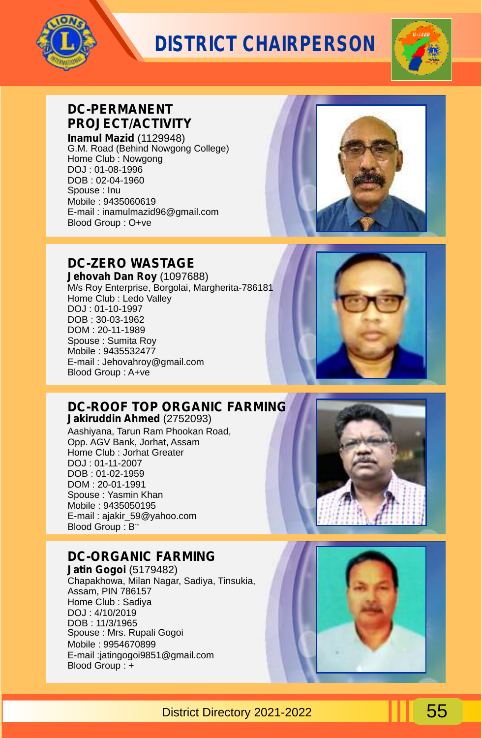# DISTRICT CHAIRPERSON

## DC-PERMANENT PROJECT/ACTIVITY

**Inamul Mazid** (1129948)
G.M. Road (Behind Nowgong College)
Home Club : Nowgong
DOJ : 01-08-1996
DOB : 02-04-1960
Spouse : Inu
Mobile : 9435060619
E-mail : inamulmazid96@gmail.com
Blood Group : O+ve

## DC-ZERO WASTAGE

**Jehovah Dan Roy** (1097688)
M/s Roy Enterprise, Borgolai, Margherita-786181
Home Club : Ledo Valley
DOJ : 01-10-1997
DOB : 30-03-1962
DOM : 20-11-1989
Spouse : Sumita Roy
Mobile : 9435532477
E-mail : Jehovahroy@gmail.com
Blood Group : A+ve

## DC-ROOF TOP ORGANIC FARMING

**Jakiruddin Ahmed** (2752093)
Aashiyana, Tarun Ram Phookan Road,
Opp. AGV Bank, Jorhat, Assam
Home Club : Jorhat Greater
DOJ : 01-11-2007
DOB : 01-02-1959
DOM : 20-01-1991
Spouse : Yasmin Khan
Mobile : 9435050195
E-mail : ajakir_59@yahoo.com
Blood Group : B

## DC-ORGANIC FARMING

**Jatin Gogoi** (5179482)
Chapakhowa, Milan Nagar, Sadiya, Tinsukia,
Assam, PIN 786157
Home Club : Sadiya
DOJ : 4/10/2019
DOB : 11/3/1965
Spouse : Mrs. Rupali Gogoi
Mobile : 9954670899
E-mail :jatingogoi9851@gmail.com
Blood Group : +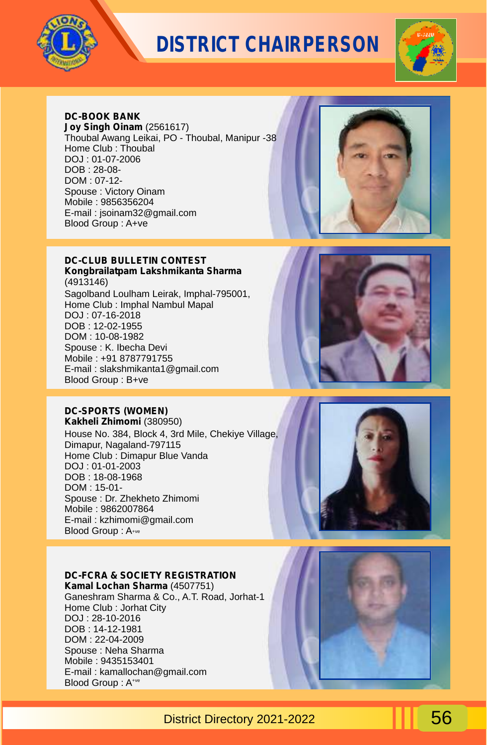# DISTRICT CHAIRPERSON

**DC-BOOK BANK**
**Joy Singh Oinam** (2561617)
Thoubal Awang Leikai, PO - Thoubal, Manipur -38
Home Club : Thoubal
DOJ : 01-07-2006
DOB : 28-08-
DOM : 07-12-
Spouse : Victory Oinam
Mobile : 9856356204
E-mail : jsoinam32@gmail.com
Blood Group : A+ve

**DC-CLUB BULLETIN CONTEST**
**Kongbrailatpam Lakshmikanta Sharma** (4913146)
Sagolband Loulham Leirak, Imphal-795001,
Home Club : Imphal Nambul Mapal
DOJ : 07-16-2018
DOB : 12-02-1955
DOM : 10-08-1982
Spouse : K. Ibecha Devi
Mobile : +91 8787791755
E-mail : slakshmikanta1@gmail.com
Blood Group : B+ve

**DC-SPORTS (WOMEN)**
**Kakheli Zhimomi** (380950)
House No. 384, Block 4, 3rd Mile, Chekiye Village, Dimapur, Nagaland-797115
Home Club : Dimapur Blue Vanda
DOJ : 01-01-2003
DOB : 18-08-1968
DOM : 15-01-
Spouse : Dr. Zhekheto Zhimomi
Mobile : 9862007864
E-mail : kzhimomi@gmail.com
Blood Group : A+ve

**DC-FCRA & SOCIETY REGISTRATION**
**Kamal Lochan Sharma** (4507751)
Ganeshram Sharma & Co., A.T. Road, Jorhat-1
Home Club : Jorhat City
DOJ : 28-10-2016
DOB : 14-12-1981
DOM : 22-04-2009
Spouse : Neha Sharma
Mobile : 9435153401
E-mail : kamallochan@gmail.com
Blood Group : A+ve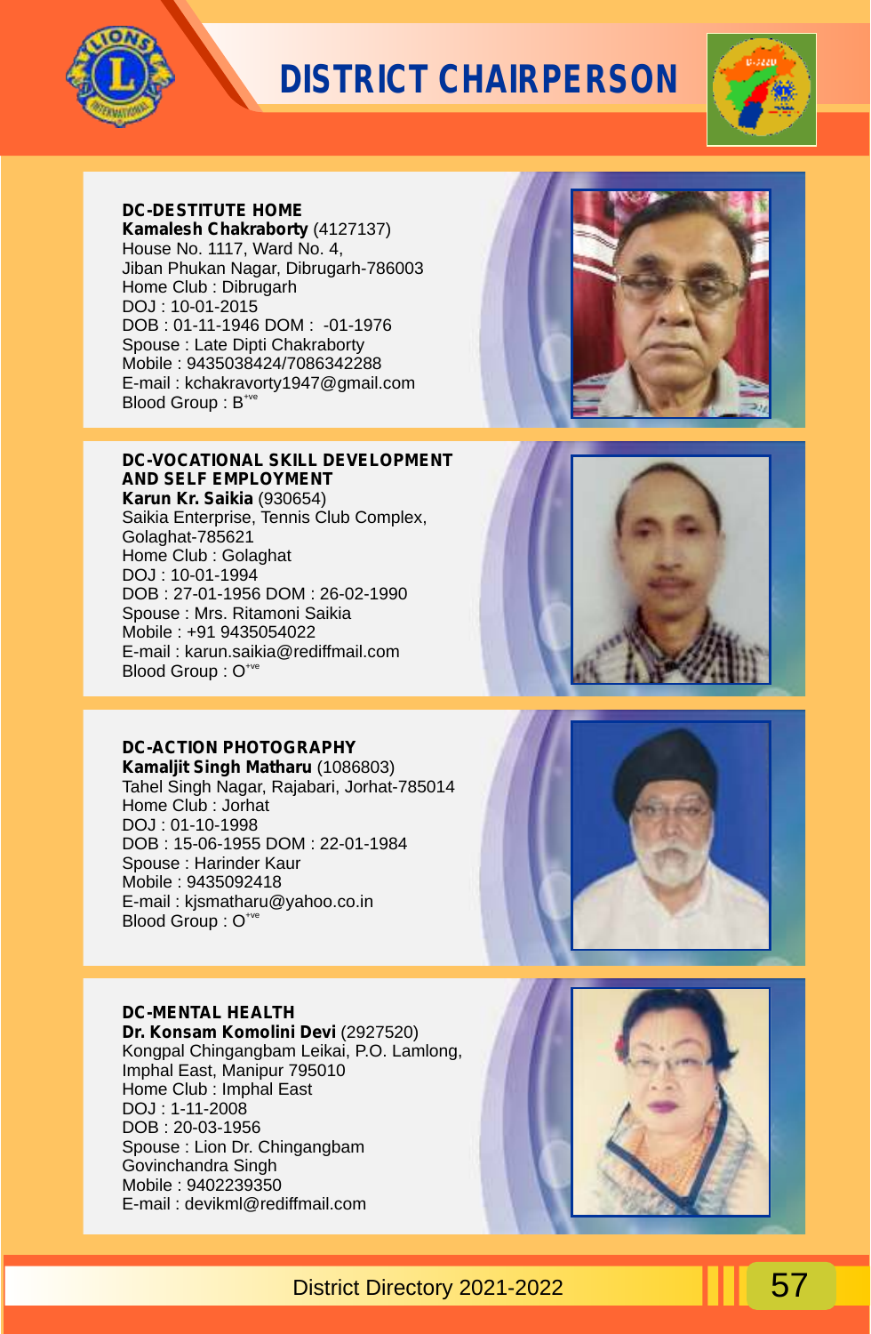# DISTRICT CHAIRPERSON

**DC-DESTITUTE HOME**
**Kamalesh Chakraborty** (4127137)
House No. 1117, Ward No. 4,
Jiban Phukan Nagar, Dibrugarh-786003
Home Club : Dibrugarh
DOJ : 10-01-2015
DOB : 01-11-1946 DOM : -01-1976
Spouse : Late Dipti Chakraborty
Mobile : 9435038424/7086342288
E-mail : kchakravorty1947@gmail.com
Blood Group : B+ve

**DC-VOCATIONAL SKILL DEVELOPMENT AND SELF EMPLOYMENT**
**Karun Kr. Saikia** (930654)
Saikia Enterprise, Tennis Club Complex,
Golaghat-785621
Home Club : Golaghat
DOJ : 10-01-1994
DOB : 27-01-1956 DOM : 26-02-1990
Spouse : Mrs. Ritamoni Saikia
Mobile : +91 9435054022
E-mail : karun.saikia@rediffmail.com
Blood Group : O+ve

**DC-ACTION PHOTOGRAPHY**
**Kamaljit Singh Matharu** (1086803)
Tahel Singh Nagar, Rajabari, Jorhat-785014
Home Club : Jorhat
DOJ : 01-10-1998
DOB : 15-06-1955 DOM : 22-01-1984
Spouse : Harinder Kaur
Mobile : 9435092418
E-mail : kjsmatharu@yahoo.co.in
Blood Group : O+ve

**DC-MENTAL HEALTH**
**Dr. Konsam Komolini Devi** (2927520)
Kongpal Chingangbam Leikai, P.O. Lamlong,
Imphal East, Manipur 795010
Home Club : Imphal East
DOJ : 1-11-2008
DOB : 20-03-1956
Spouse : Lion Dr. Chingangbam Govinchandra Singh
Mobile : 9402239350
E-mail : devikml@rediffmail.com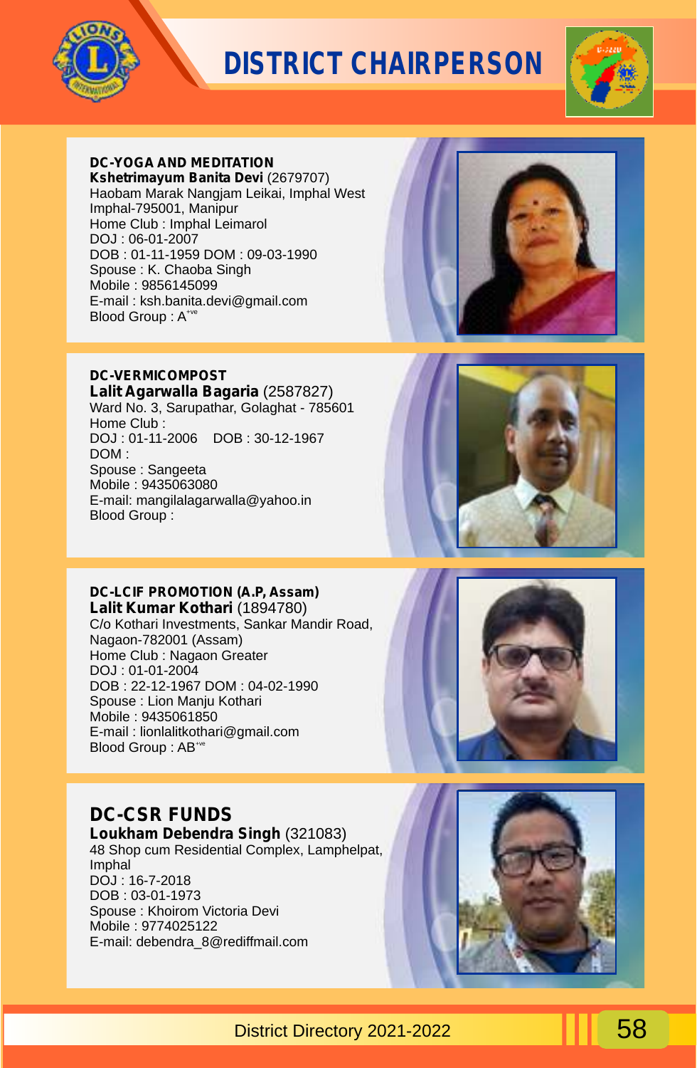# DISTRICT CHAIRPERSON

**DC-YOGA AND MEDITATION**
**Kshetrimayum Banita Devi** (2679707)
Haobam Marak Nangjam Leikai, Imphal West
Imphal-795001, Manipur
Home Club : Imphal Leimarol
DOJ : 06-01-2007
DOB : 01-11-1959 DOM : 09-03-1990
Spouse : K. Chaoba Singh
Mobile : 9856145099
E-mail : ksh.banita.devi@gmail.com
Blood Group : A$^{+ve}$

**DC-VERMICOMPOST**
**Lalit Agarwalla Bagaria** (2587827)
Ward No. 3, Sarupathar, Golaghat - 785601
Home Club :
DOJ : 01-11-2006 DOB : 30-12-1967
DOM :
Spouse : Sangeeta
Mobile : 9435063080
E-mail: mangilalagarwalla@yahoo.in
Blood Group :

**DC-LCIF PROMOTION (A.P, Assam)**
**Lalit Kumar Kothari** (1894780)
C/o Kothari Investments, Sankar Mandir Road,
Nagaon-782001 (Assam)
Home Club : Nagaon Greater
DOJ : 01-01-2004
DOB : 22-12-1967 DOM : 04-02-1990
Spouse : Lion Manju Kothari
Mobile : 9435061850
E-mail : lionlalitkothari@gmail.com
Blood Group : AB$^{+ve}$

**DC-CSR FUNDS**
**Loukham Debendra Singh** (321083)
48 Shop cum Residential Complex, Lamphelpat,
Imphal
DOJ : 16-7-2018
DOB : 03-01-1973
Spouse : Khoirom Victoria Devi
Mobile : 9774025122
E-mail: debendra_8@rediffmail.com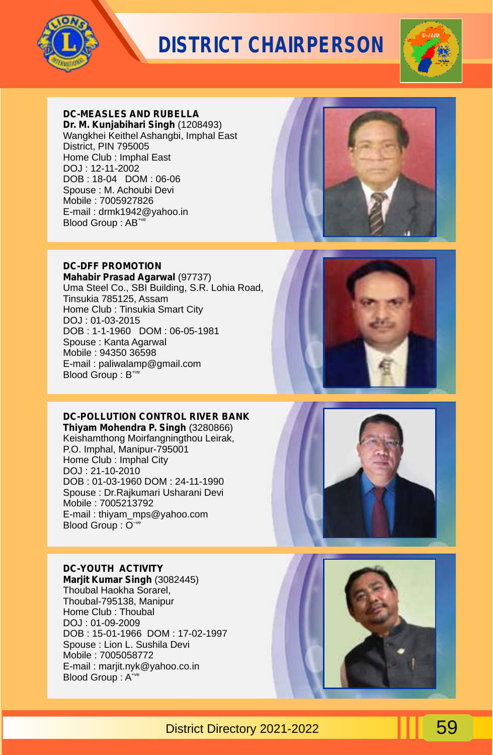# DISTRICT CHAIRPERSON

**DC-MEASLES AND RUBELLA**
**Dr. M. Kunjabihari Singh** (1208493)
Wangkhei Keithel Ashangbi, Imphal East District, PIN 795005
Home Club : Imphal East
DOJ : 12-11-2002
DOB : 18-04 DOM : 06-06
Spouse : M. Achoubi Devi
Mobile : 7005927826
E-mail : drmk1942@yahoo.in
Blood Group : AB$^{+ve}$

**DC-DFF PROMOTION**
**Mahabir Prasad Agarwal** (97737)
Uma Steel Co., SBI Building, S.R. Lohia Road, Tinsukia 785125, Assam
Home Club : Tinsukia Smart City
DOJ : 01-03-2015
DOB : 1-1-1960 DOM : 06-05-1981
Spouse : Kanta Agarwal
Mobile : 94350 36598
E-mail : paliwalamp@gmail.com
Blood Group : B$^{+ve}$

**DC-POLLUTION CONTROL RIVER BANK**
**Thiyam Mohendra P. Singh** (3280866)
Keishamthong Moirfangningthou Leirak, P.O. Imphal, Manipur-795001
Home Club : Imphal City
DOJ : 21-10-2010
DOB : 01-03-1960 DOM : 24-11-1990
Spouse : Dr.Rajkumari Usharani Devi
Mobile : 7005213792
E-mail : thiyam_mps@yahoo.com
Blood Group : O$^{-ve}$

**DC-YOUTH ACTIVITY**
**Marjit Kumar Singh** (3082445)
Thoubal Haokha Sorarel, Thoubal-795138, Manipur
Home Club : Thoubal
DOJ : 01-09-2009
DOB : 15-01-1966 DOM : 17-02-1997
Spouse : Lion L. Sushila Devi
Mobile : 7005058772
E-mail : marjit.nyk@yahoo.co.in
Blood Group : A$^{+ve}$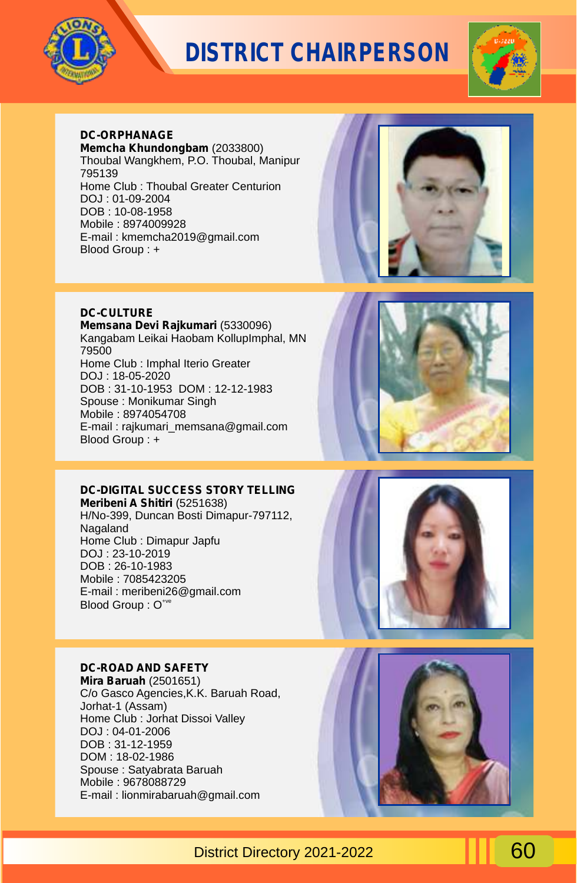# DISTRICT CHAIRPERSON

**DC-ORPHANAGE**
**Memcha Khundongbam** (2033800)
Thoubal Wangkhem, P.O. Thoubal, Manipur 795139
Home Club : Thoubal Greater Centurion
DOJ : 01-09-2004
DOB : 10-08-1958
Mobile : 8974009928
E-mail : kmemcha2019@gmail.com
Blood Group : +

**DC-CULTURE**
**Memsana Devi Rajkumari** (5330096)
Kangabam Leikai Haobam KollupImphal, MN 79500
Home Club : Imphal Iterio Greater
DOJ : 18-05-2020
DOB : 31-10-1953 DOM : 12-12-1983
Spouse : Monikumar Singh
Mobile : 8974054708
E-mail : rajkumari_memsana@gmail.com
Blood Group : +

**DC-DIGITAL SUCCESS STORY TELLING**
**Meribeni A Shitiri** (5251638)
H/No-399, Duncan Bosti Dimapur-797112, Nagaland
Home Club : Dimapur Japfu
DOJ : 23-10-2019
DOB : 26-10-1983
Mobile : 7085423205
E-mail : meribeni26@gmail.com
Blood Group : O+ve

**DC-ROAD AND SAFETY**
**Mira Baruah** (2501651)
C/o Gasco Agencies,K.K. Baruah Road, Jorhat-1 (Assam)
Home Club : Jorhat Dissoi Valley
DOJ : 04-01-2006
DOB : 31-12-1959
DOM : 18-02-1986
Spouse : Satyabrata Baruah
Mobile : 9678088729
E-mail : lionmirabaruah@gmail.com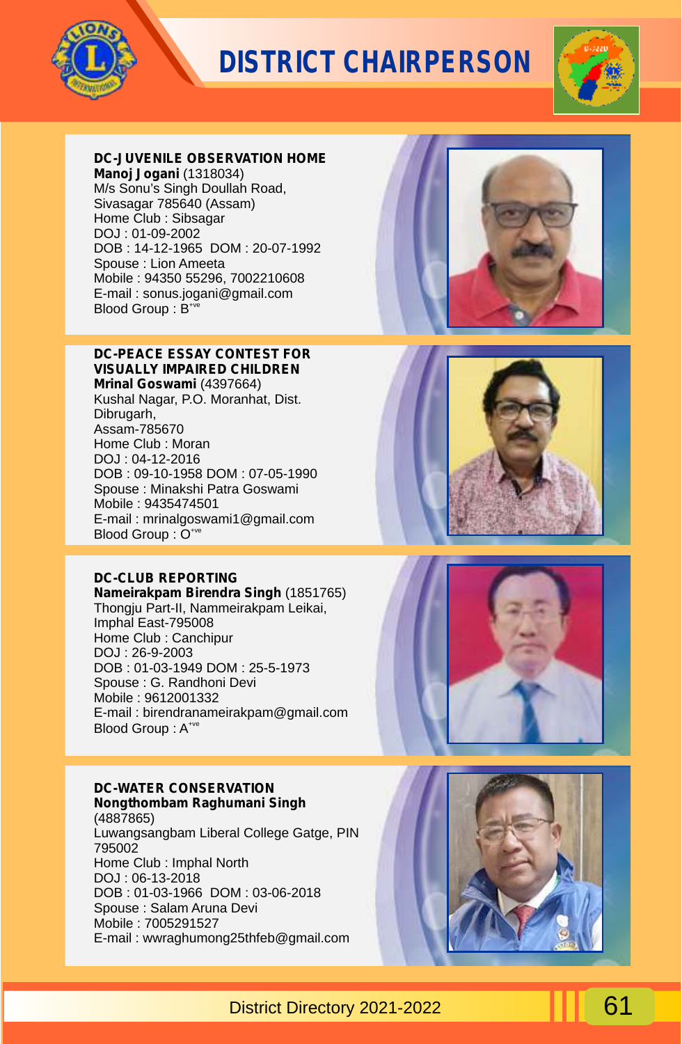# DISTRICT CHAIRPERSON

**DC-JUVENILE OBSERVATION HOME**
**Manoj Jogani** (1318034)
M/s Sonu's Singh Doullah Road,
Sivasagar 785640 (Assam)
Home Club : Sibsagar
DOJ : 01-09-2002
DOB : 14-12-1965 DOM : 20-07-1992
Spouse : Lion Ameeta
Mobile : 94350 55296, 7002210608
E-mail : sonus.jogani@gmail.com
Blood Group : B+ve

**DC-PEACE ESSAY CONTEST FOR VISUALLY IMPAIRED CHILDREN**
**Mrinal Goswami** (4397664)
Kushal Nagar, P.O. Moranhat, Dist. Dibrugarh,
Assam-785670
Home Club : Moran
DOJ : 04-12-2016
DOB : 09-10-1958 DOM : 07-05-1990
Spouse : Minakshi Patra Goswami
Mobile : 9435474501
E-mail : mrinalgoswami1@gmail.com
Blood Group : O+ve

**DC-CLUB REPORTING**
**Nameirakpam Birendra Singh** (1851765)
Thongju Part-II, Nammeirakpam Leikai,
Imphal East-795008
Home Club : Canchipur
DOJ : 26-9-2003
DOB : 01-03-1949 DOM : 25-5-1973
Spouse : G. Randhoni Devi
Mobile : 9612001332
E-mail : birendranameirakpam@gmail.com
Blood Group : A+ve

**DC-WATER CONSERVATION**
**Nongthombam Raghumani Singh**
(4887865)
Luwangsangbam Liberal College Gatge, PIN 795002
Home Club : Imphal North
DOJ : 06-13-2018
DOB : 01-03-1966 DOM : 03-06-2018
Spouse : Salam Aruna Devi
Mobile : 7005291527
E-mail : wwraghumong25thfeb@gmail.com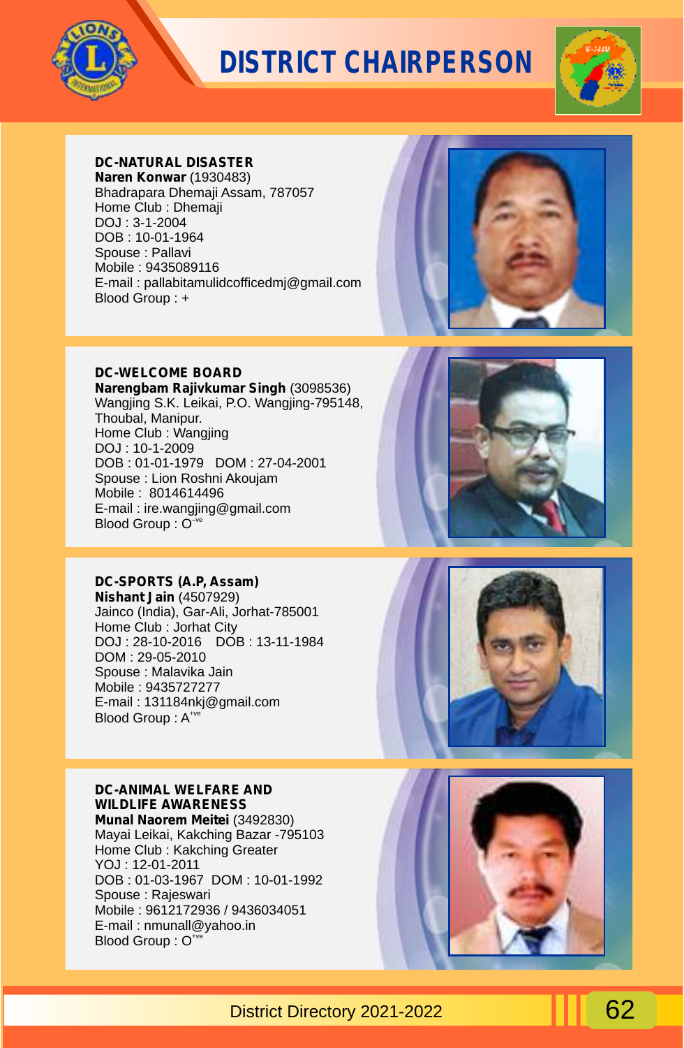# DISTRICT CHAIRPERSON

**DC-NATURAL DISASTER**
**Naren Konwar** (1930483)
Bhadrapara Dhemaji Assam, 787057
Home Club : Dhemaji
DOJ : 3-1-2004
DOB : 10-01-1964
Spouse : Pallavi
Mobile : 9435089116
E-mail : pallabitamulidcofficedmj@gmail.com
Blood Group : +

**DC-WELCOME BOARD**
**Narengbam Rajivkumar Singh** (3098536)
Wangjing S.K. Leikai, P.O. Wangjing-795148,
Thoubal, Manipur.
Home Club : Wangjing
DOJ : 10-1-2009
DOB : 01-01-1979 DOM : 27-04-2001
Spouse : Lion Roshni Akoujam
Mobile : 8014614496
E-mail : ire.wangjing@gmail.com
Blood Group : $O^{-ve}$

**DC-SPORTS (A.P, Assam)**
**Nishant Jain** (4507929)
Jainco (India), Gar-Ali, Jorhat-785001
Home Club : Jorhat City
DOJ : 28-10-2016 DOB : 13-11-1984
DOM : 29-05-2010
Spouse : Malavika Jain
Mobile : 9435727277
E-mail : 131184nkj@gmail.com
Blood Group : $A^{+ve}$

**DC-ANIMAL WELFARE AND WILDLIFE AWARENESS**
**Munal Naorem Meitei** (3492830)
Mayai Leikai, Kakching Bazar -795103
Home Club : Kakching Greater
YOJ : 12-01-2011
DOB : 01-03-1967 DOM : 10-01-1992
Spouse : Rajeswari
Mobile : 9612172936 / 9436034051
E-mail : nmunall@yahoo.in
Blood Group : $O^{+ve}$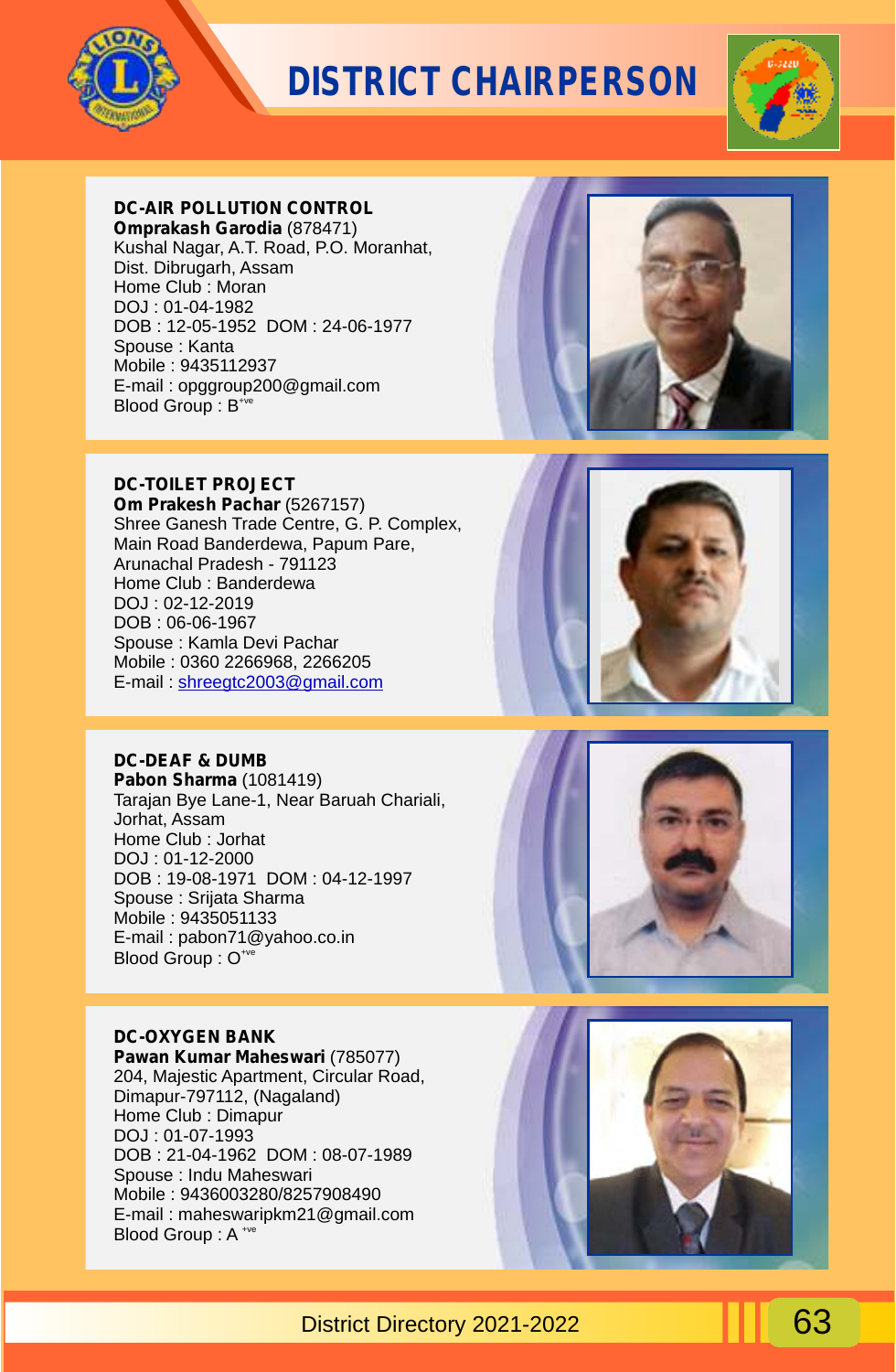# DISTRICT CHAIRPERSON

**DC-AIR POLLUTION CONTROL**
**Omprakash Garodia** (878471)
Kushal Nagar, A.T. Road, P.O. Moranhat,
Dist. Dibrugarh, Assam
Home Club : Moran
DOJ : 01-04-1982
DOB : 12-05-1952 DOM : 24-06-1977
Spouse : Kanta
Mobile : 9435112937
E-mail : opggroup200@gmail.com
Blood Group : B+ve

**DC-TOILET PROJECT**
**Om Prakesh Pachar** (5267157)
Shree Ganesh Trade Centre, G. P. Complex,
Main Road Banderdewa, Papum Pare,
Arunachal Pradesh - 791123
Home Club : Banderdewa
DOJ : 02-12-2019
DOB : 06-06-1967
Spouse : Kamla Devi Pachar
Mobile : 0360 2266968, 2266205
E-mail : shreegtc2003@gmail.com

**DC-DEAF & DUMB**
**Pabon Sharma** (1081419)
Tarajan Bye Lane-1, Near Baruah Chariali,
Jorhat, Assam
Home Club : Jorhat
DOJ : 01-12-2000
DOB : 19-08-1971 DOM : 04-12-1997
Spouse : Srijata Sharma
Mobile : 9435051133
E-mail : pabon71@yahoo.co.in
Blood Group : O+ve

**DC-OXYGEN BANK**
**Pawan Kumar Maheswari** (785077)
204, Majestic Apartment, Circular Road,
Dimapur-797112, (Nagaland)
Home Club : Dimapur
DOJ : 01-07-1993
DOB : 21-04-1962 DOM : 08-07-1989
Spouse : Indu Maheswari
Mobile : 9436003280/8257908490
E-mail : maheswaripkm21@gmail.com
Blood Group : A+ve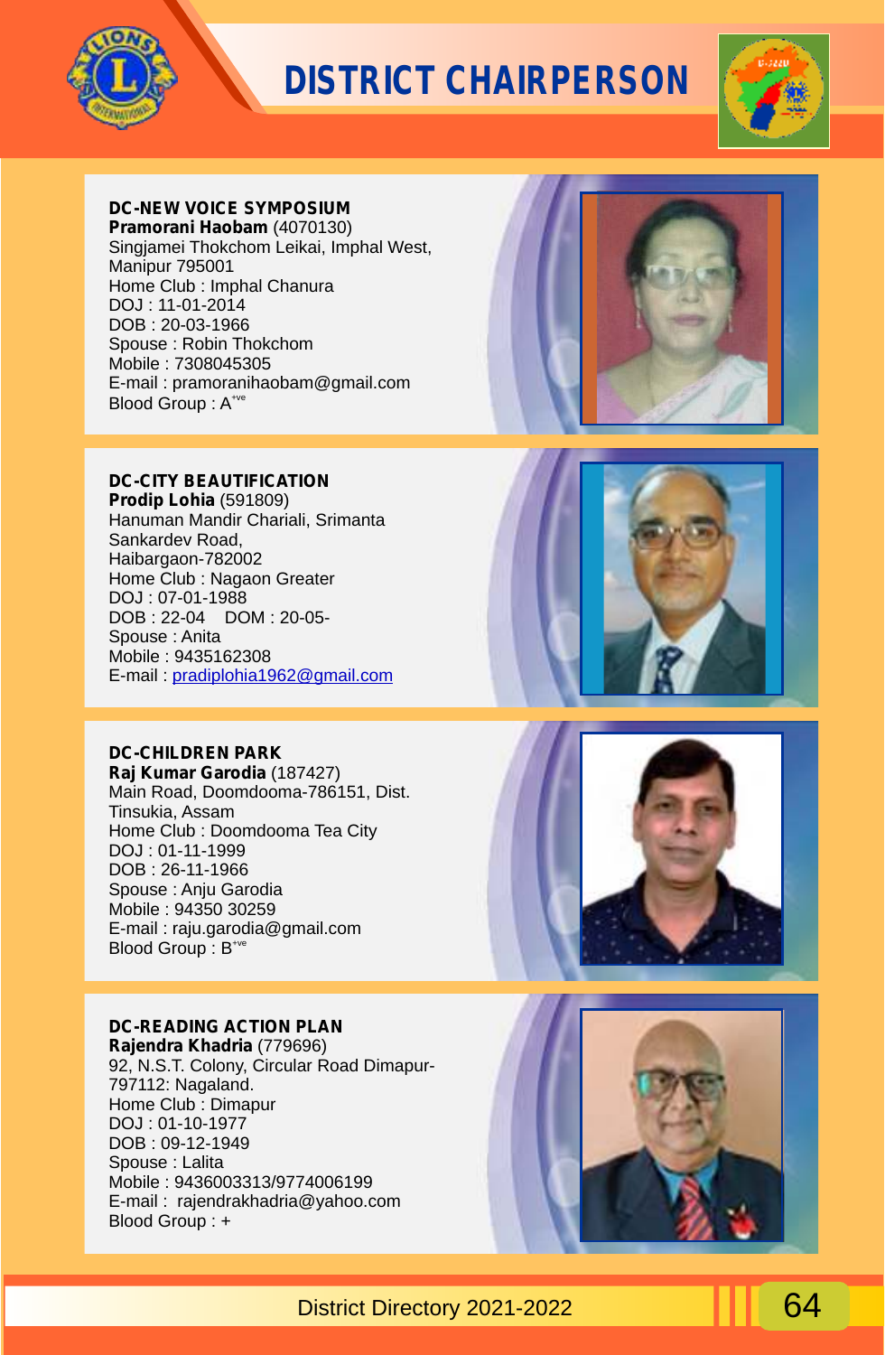# DISTRICT CHAIRPERSON

**DC-NEW VOICE SYMPOSIUM**
**Pramorani Haobam** (4070130)
Singjamei Thokchom Leikai, Imphal West,
Manipur 795001
Home Club : Imphal Chanura
DOJ : 11-01-2014
DOB : 20-03-1966
Spouse : Robin Thokchom
Mobile : 7308045305
E-mail : pramoranihaobam@gmail.com
Blood Group : A+ve

**DC-CITY BEAUTIFICATION**
**Prodip Lohia** (591809)
Hanuman Mandir Chariali, Srimanta
Sankardev Road,
Haibargaon-782002
Home Club : Nagaon Greater
DOJ : 07-01-1988
DOB : 22-04 DOM : 20-05-
Spouse : Anita
Mobile : 9435162308
E-mail : pradiplohia1962@gmail.com

**DC-CHILDREN PARK**
**Raj Kumar Garodia** (187427)
Main Road, Doomdooma-786151, Dist.
Tinsukia, Assam
Home Club : Doomdooma Tea City
DOJ : 01-11-1999
DOB : 26-11-1966
Spouse : Anju Garodia
Mobile : 94350 30259
E-mail : raju.garodia@gmail.com
Blood Group : B+ve

**DC-READING ACTION PLAN**
**Rajendra Khadria** (779696)
92, N.S.T. Colony, Circular Road Dimapur-
797112: Nagaland.
Home Club : Dimapur
DOJ : 01-10-1977
DOB : 09-12-1949
Spouse : Lalita
Mobile : 9436003313/9774006199
E-mail : rajendrakhadria@yahoo.com
Blood Group : +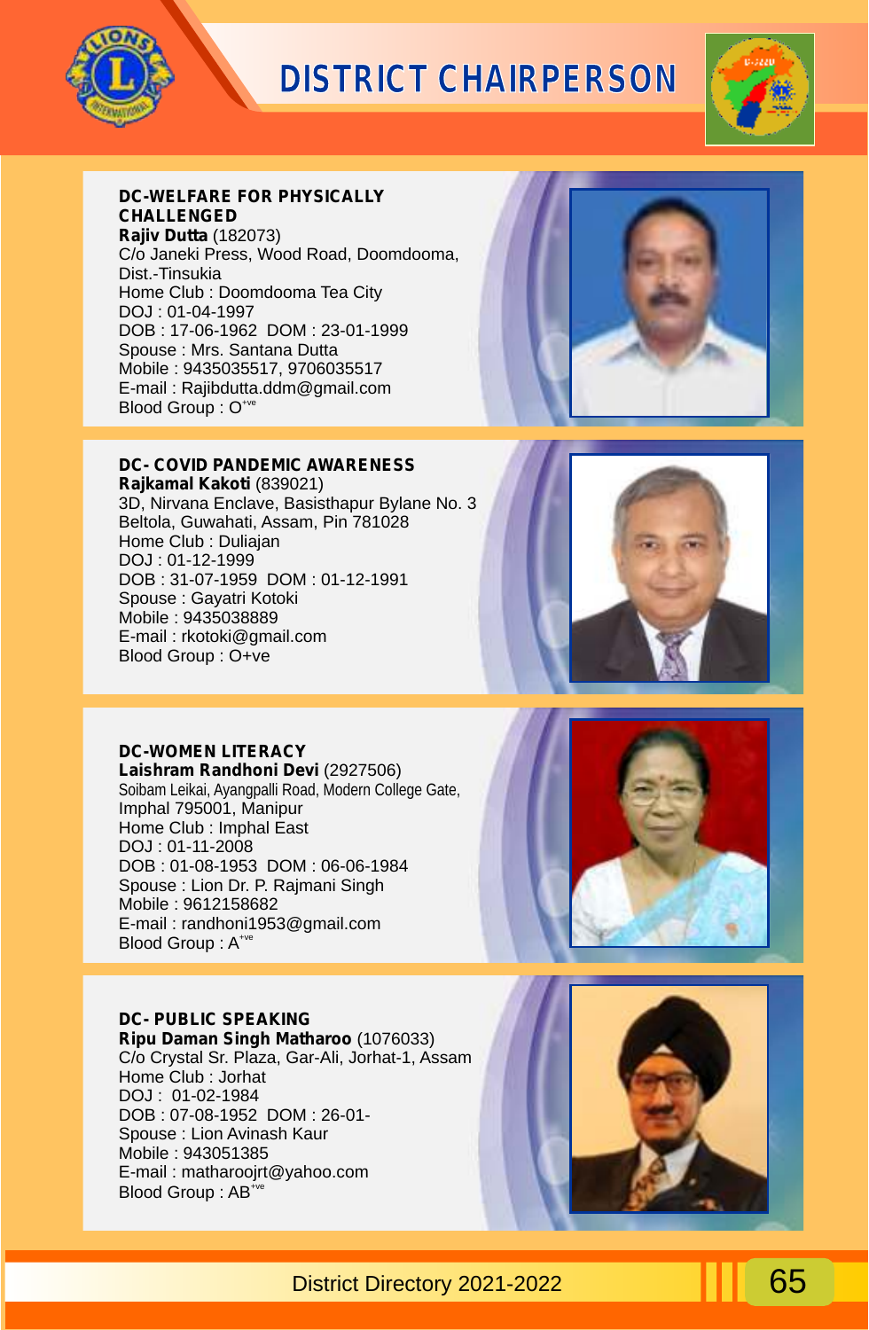# DISTRICT CHAIRPERSON

**DC-WELFARE FOR PHYSICALLY CHALLENGED**
**Rajiv Dutta** (182073)
C/o Janeki Press, Wood Road, Doomdooma, Dist.-Tinsukia
Home Club : Doomdooma Tea City
DOJ : 01-04-1997
DOB : 17-06-1962 DOM : 23-01-1999
Spouse : Mrs. Santana Dutta
Mobile : 9435035517, 9706035517
E-mail : Rajibdutta.ddm@gmail.com
Blood Group : O$^{+ve}$

**DC- COVID PANDEMIC AWARENESS**
**Rajkamal Kakoti** (839021)
3D, Nirvana Enclave, Basisthapur Bylane No. 3
Beltola, Guwahati, Assam, Pin 781028
Home Club : Duliajan
DOJ : 01-12-1999
DOB : 31-07-1959 DOM : 01-12-1991
Spouse : Gayatri Kotoki
Mobile : 9435038889
E-mail : rkotoki@gmail.com
Blood Group : O+ve

**DC-WOMEN LITERACY**
**Laishram Randhoni Devi** (2927506)
Soibam Leikai, Ayangpalli Road, Modern College Gate,
Imphal 795001, Manipur
Home Club : Imphal East
DOJ : 01-11-2008
DOB : 01-08-1953 DOM : 06-06-1984
Spouse : Lion Dr. P. Rajmani Singh
Mobile : 9612158682
E-mail : randhoni1953@gmail.com
Blood Group : A$^{+ve}$

**DC- PUBLIC SPEAKING**
**Ripu Daman Singh Matharoo** (1076033)
C/o Crystal Sr. Plaza, Gar-Ali, Jorhat-1, Assam
Home Club : Jorhat
DOJ : 01-02-1984
DOB : 07-08-1952 DOM : 26-01-
Spouse : Lion Avinash Kaur
Mobile : 943051385
E-mail : matharoojrt@yahoo.com
Blood Group : AB$^{+ve}$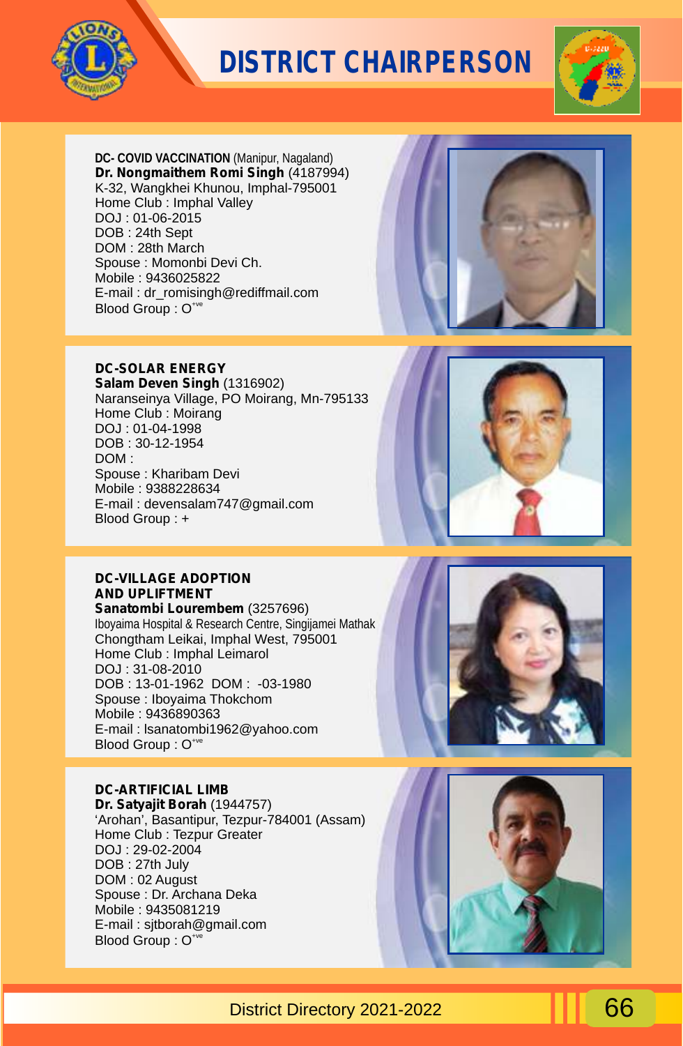# DISTRICT CHAIRPERSON

**DC- COVID VACCINATION** (Manipur, Nagaland)
**Dr. Nongmaithem Romi Singh** (4187994)
K-32, Wangkhei Khunou, Imphal-795001
Home Club : Imphal Valley
DOJ : 01-06-2015
DOB : 24th Sept
DOM : 28th March
Spouse : Momonbi Devi Ch.
Mobile : 9436025822
E-mail : dr_romisingh@rediffmail.com
Blood Group : O+ve

**DC-SOLAR ENERGY**
**Salam Deven Singh** (1316902)
Naranseinya Village, PO Moirang, Mn-795133
Home Club : Moirang
DOJ : 01-04-1998
DOB : 30-12-1954
DOM :
Spouse : Kharibam Devi
Mobile : 9388228634
E-mail : devensalam747@gmail.com
Blood Group : +

**DC-VILLAGE ADOPTION AND UPLIFTMENT**
**Sanatombi Lourembem** (3257696)
Iboyaima Hospital & Research Centre, Singijamei Mathak
Chongtham Leikai, Imphal West, 795001
Home Club : Imphal Leimarol
DOJ : 31-08-2010
DOB : 13-01-1962 DOM : -03-1980
Spouse : Iboyaima Thokchom
Mobile : 9436890363
E-mail : lsanatombi1962@yahoo.com
Blood Group : O+ve

**DC-ARTIFICIAL LIMB**
**Dr. Satyajit Borah** (1944757)
'Arohan', Basantipur, Tezpur-784001 (Assam)
Home Club : Tezpur Greater
DOJ : 29-02-2004
DOB : 27th July
DOM : 02 August
Spouse : Dr. Archana Deka
Mobile : 9435081219
E-mail : sjtborah@gmail.com
Blood Group : O+ve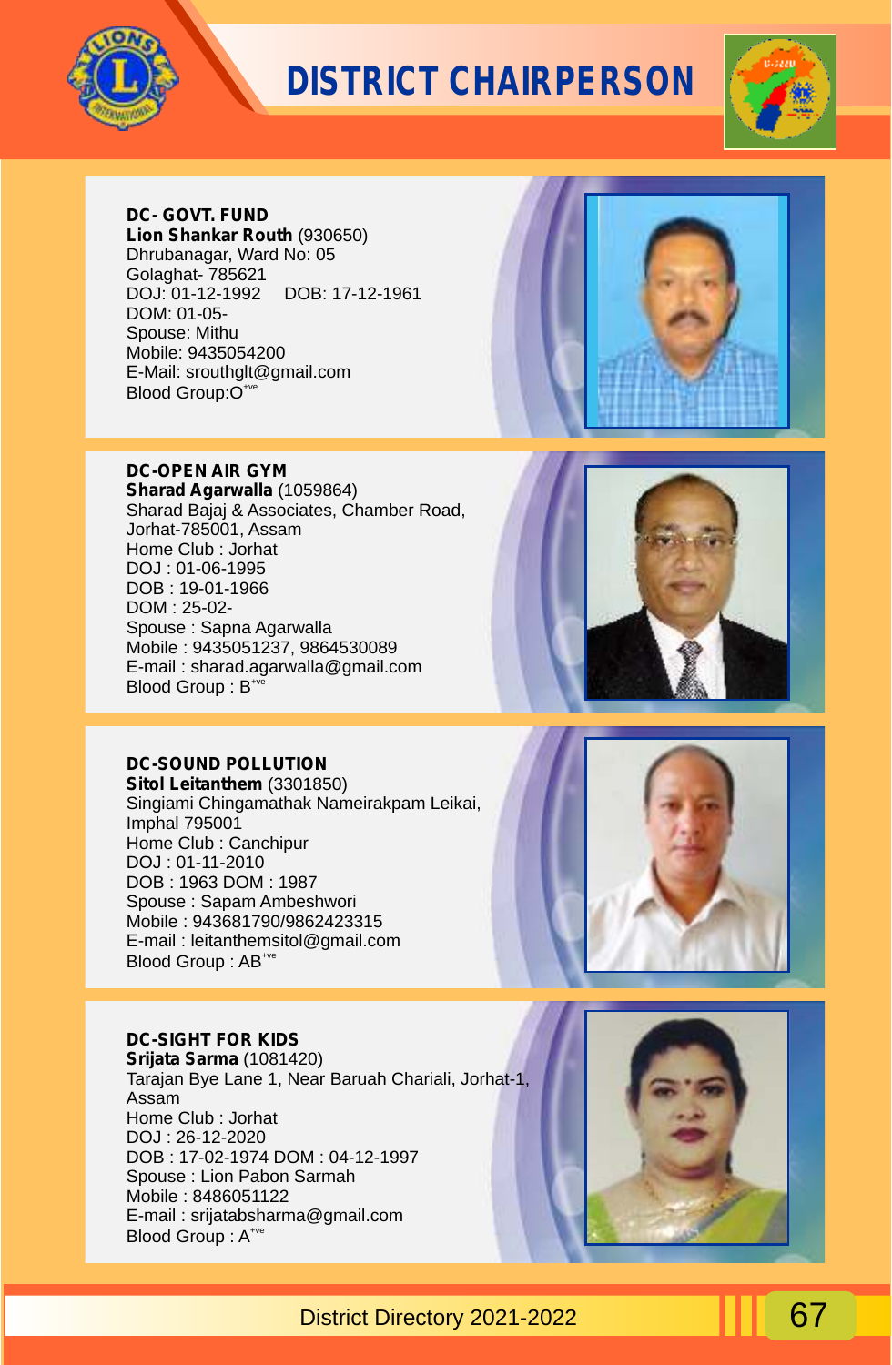# DISTRICT CHAIRPERSON

**DC- GOVT. FUND**
**Lion Shankar Routh** (930650)
Dhrubanagar, Ward No: 05
Golaghat- 785621
DOJ: 01-12-1992 DOB: 17-12-1961
DOM: 01-05-
Spouse: Mithu
Mobile: 9435054200
E-Mail: srouthglt@gmail.com
Blood Group:O+ve

**DC-OPEN AIR GYM**
**Sharad Agarwalla** (1059864)
Sharad Bajaj & Associates, Chamber Road,
Jorhat-785001, Assam
Home Club : Jorhat
DOJ : 01-06-1995
DOB : 19-01-1966
DOM : 25-02-
Spouse : Sapna Agarwalla
Mobile : 9435051237, 9864530089
E-mail : sharad.agarwalla@gmail.com
Blood Group : B+ve

**DC-SOUND POLLUTION**
**Sitol Leitanthem** (3301850)
Singiami Chingamathak Nameirakpam Leikai,
Imphal 795001
Home Club : Canchipur
DOJ : 01-11-2010
DOB : 1963 DOM : 1987
Spouse : Sapam Ambeshwori
Mobile : 943681790/9862423315
E-mail : leitanthemsitol@gmail.com
Blood Group : AB+ve

**DC-SIGHT FOR KIDS**
**Srijata Sarma** (1081420)
Tarajan Bye Lane 1, Near Baruah Chariali, Jorhat-1,
Assam
Home Club : Jorhat
DOJ : 26-12-2020
DOB : 17-02-1974 DOM : 04-12-1997
Spouse : Lion Pabon Sarmah
Mobile : 8486051122
E-mail : srijatabsharma@gmail.com
Blood Group : A+ve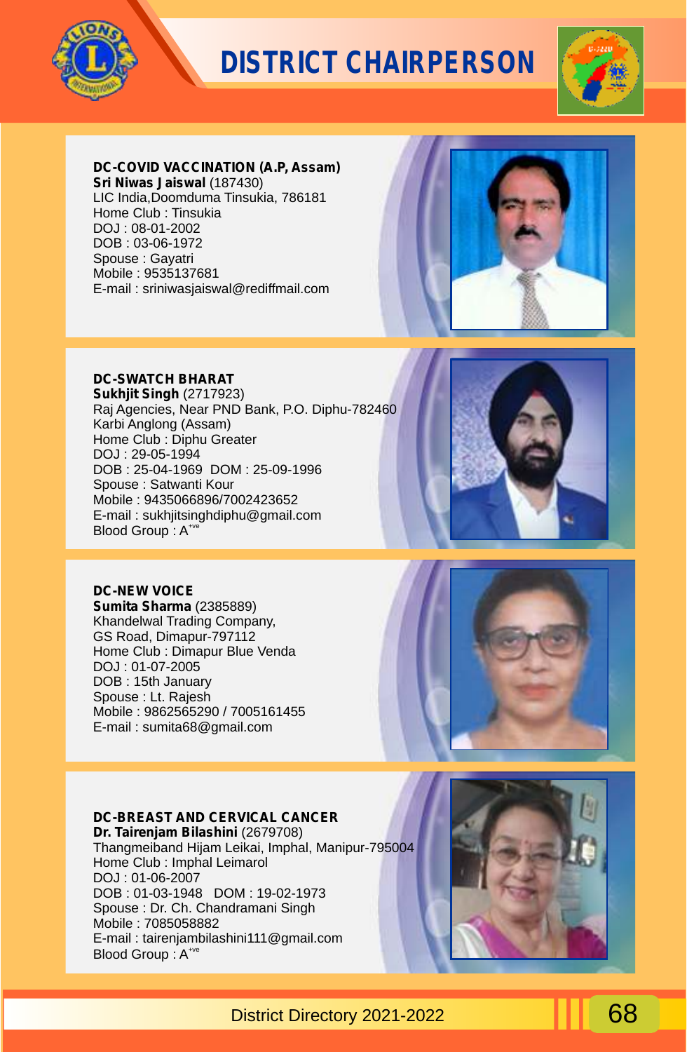# DISTRICT CHAIRPERSON

**DC-COVID VACCINATION (A.P, Assam)**
**Sri Niwas Jaiswal** (187430)
LIC India,Doomduma Tinsukia, 786181
Home Club : Tinsukia
DOJ : 08-01-2002
DOB : 03-06-1972
Spouse : Gayatri
Mobile : 9535137681
E-mail : sriniwasjaiswal@rediffmail.com

**DC-SWATCH BHARAT**
**Sukhjit Singh** (2717923)
Raj Agencies, Near PND Bank, P.O. Diphu-782460
Karbi Anglong (Assam)
Home Club : Diphu Greater
DOJ : 29-05-1994
DOB : 25-04-1969 DOM : 25-09-1996
Spouse : Satwanti Kour
Mobile : 9435066896/7002423652
E-mail : sukhjitsinghdiphu@gmail.com
Blood Group : $A^{+ve}$

**DC-NEW VOICE**
**Sumita Sharma** (2385889)
Khandelwal Trading Company,
GS Road, Dimapur-797112
Home Club : Dimapur Blue Venda
DOJ : 01-07-2005
DOB : 15th January
Spouse : Lt. Rajesh
Mobile : 9862565290 / 7005161455
E-mail : sumita68@gmail.com

**DC-BREAST AND CERVICAL CANCER**
**Dr. Tairenjam Bilashini** (2679708)
Thangmeiband Hijam Leikai, Imphal, Manipur-795004
Home Club : Imphal Leimarol
DOJ : 01-06-2007
DOB : 01-03-1948 DOM : 19-02-1973
Spouse : Dr. Ch. Chandramani Singh
Mobile : 7085058882
E-mail : tairenjambilashini111@gmail.com
Blood Group : $A^{+ve}$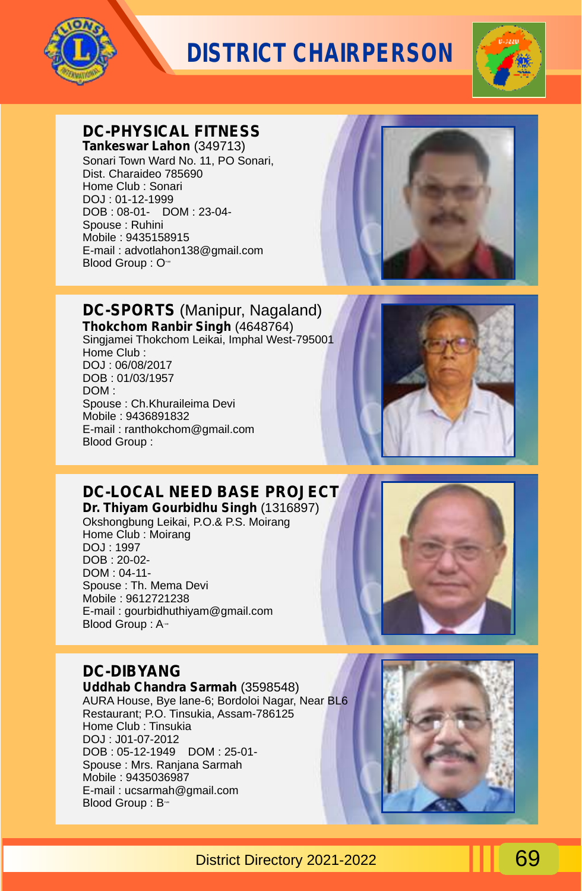# DISTRICT CHAIRPERSON

## DC-PHYSICAL FITNESS

**Tankeswar Lahon** (349713)
Sonari Town Ward No. 11, PO Sonari,
Dist. Charaideo 785690
Home Club : Sonari
DOJ : 01-12-1999
DOB : 08-01- DOM : 23-04-
Spouse : Ruhini
Mobile : 9435158915
E-mail : advotlahon138@gmail.com
Blood Group : O

## DC-SPORTS (Manipur, Nagaland)

**Thokchom Ranbir Singh** (4648764)
Singjamei Thokchom Leikai, Imphal West-795001
Home Club :
DOJ : 06/08/2017
DOB : 01/03/1957
DOM :
Spouse : Ch.Khuraileima Devi
Mobile : 9436891832
E-mail : ranthokchom@gmail.com
Blood Group :

## DC-LOCAL NEED BASE PROJECT

**Dr. Thiyam Gourbidhu Singh** (1316897)
Okshongbung Leikai, P.O.& P.S. Moirang
Home Club : Moirang
DOJ : 1997
DOB : 20-02-
DOM : 04-11-
Spouse : Th. Mema Devi
Mobile : 9612721238
E-mail : gourbidhuthiyam@gmail.com
Blood Group : A

## DC-DIBYANG

**Uddhab Chandra Sarmah** (3598548)
AURA House, Bye lane-6; Bordoloi Nagar, Near BL6 Restaurant; P.O. Tinsukia, Assam-786125
Home Club : Tinsukia
DOJ : J01-07-2012
DOB : 05-12-1949 DOM : 25-01-
Spouse : Mrs. Ranjana Sarmah
Mobile : 9435036987
E-mail : ucsarmah@gmail.com
Blood Group : B

District Directory 2021-2022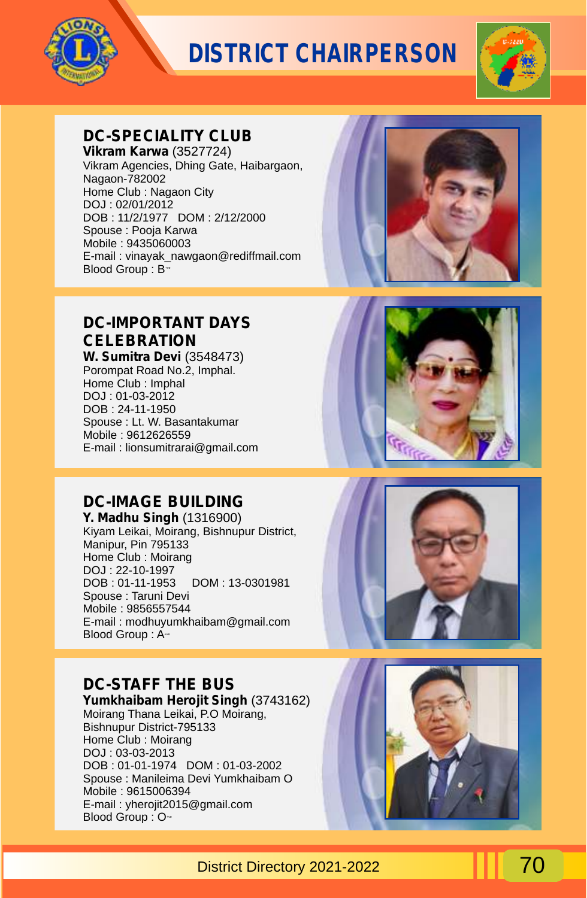# DISTRICT CHAIRPERSON

## DC-SPECIALITY CLUB

**Vikram Karwa** (3527724)
Vikram Agencies, Dhing Gate, Haibargaon,
Nagaon-782002
Home Club : Nagaon City
DOJ : 02/01/2012
DOB : 11/2/1977 DOM : 2/12/2000
Spouse : Pooja Karwa
Mobile : 9435060003
E-mail : vinayak_nawgaon@rediffmail.com
Blood Group : B+ve

## DC-IMPORTANT DAYS CELEBRATION

**W. Sumitra Devi** (3548473)
Porompat Road No.2, Imphal.
Home Club : Imphal
DOJ : 01-03-2012
DOB : 24-11-1950
Spouse : Lt. W. Basantakumar
Mobile : 9612626559
E-mail : lionsumitrarai@gmail.com

## DC-IMAGE BUILDING

**Y. Madhu Singh** (1316900)
Kiyam Leikai, Moirang, Bishnupur District,
Manipur, Pin 795133
Home Club : Moirang
DOJ : 22-10-1997
DOB : 01-11-1953 DOM : 13-0301981
Spouse : Taruni Devi
Mobile : 9856557544
E-mail : modhuyumkhaibam@gmail.com
Blood Group : A+ve

## DC-STAFF THE BUS

**Yumkhaibam Herojit Singh** (3743162)
Moirang Thana Leikai, P.O Moirang,
Bishnupur District-795133
Home Club : Moirang
DOJ : 03-03-2013
DOB : 01-01-1974 DOM : 01-03-2002
Spouse : Manileima Devi Yumkhaibam O
Mobile : 9615006394
E-mail : yherojit2015@gmail.com
Blood Group : O+ve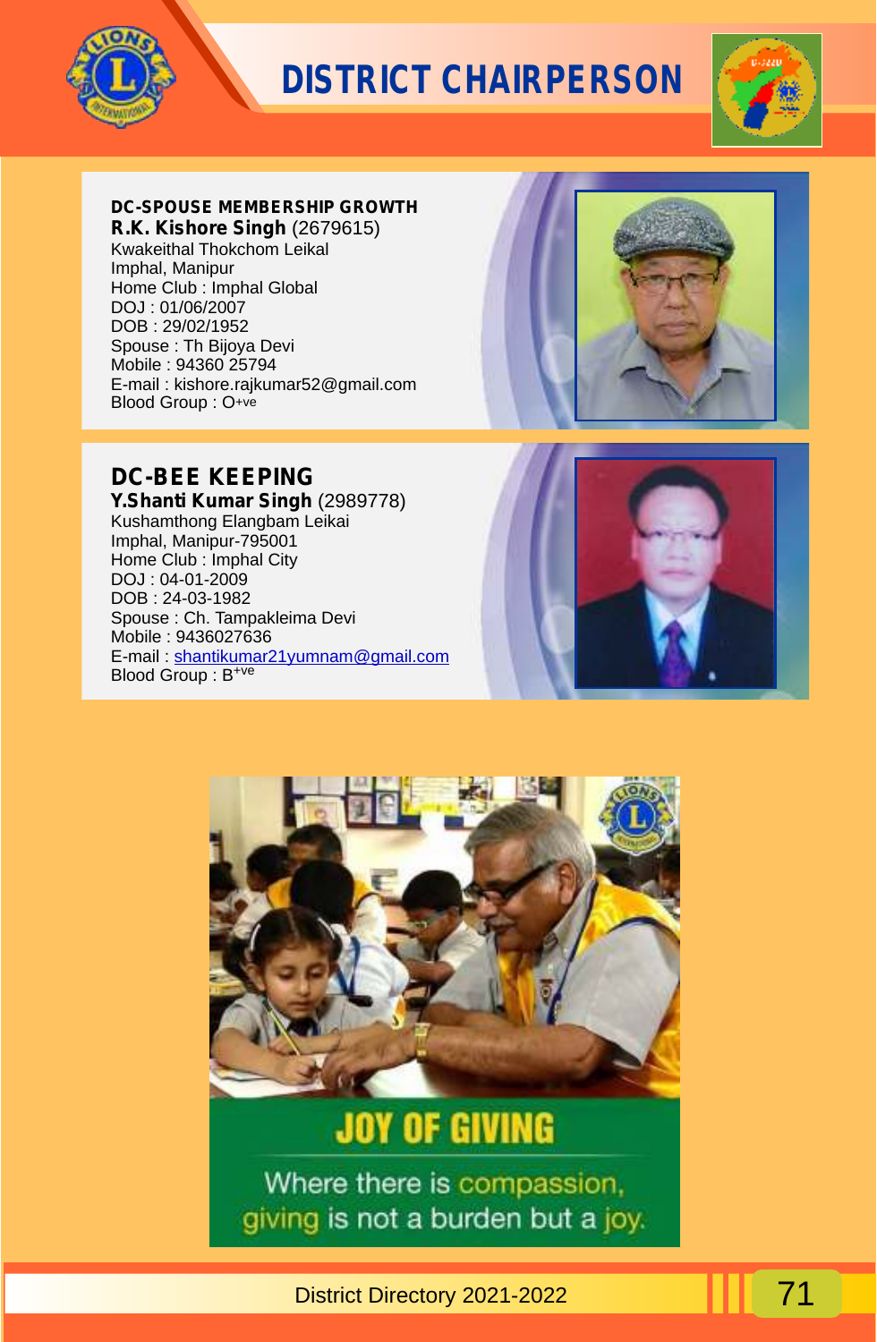# DISTRICT CHAIRPERSON

**DC-SPOUSE MEMBERSHIP GROWTH**
**R.K. Kishore Singh** (2679615)
Kwakeithal Thokchom Leikal
Imphal, Manipur
Home Club : Imphal Global
DOJ : 01/06/2007
DOB : 29/02/1952
Spouse : Th Bijoya Devi
Mobile : 94360 25794
E-mail : kishore.rajkumar52@gmail.com
Blood Group : O+ve

## DC-BEE KEEPING

**Y.Shanti Kumar Singh** (2989778)
Kushamthong Elangbam Leikai
Imphal, Manipur-795001
Home Club : Imphal City
DOJ : 04-01-2009
DOB : 24-03-1982
Spouse : Ch. Tampakleima Devi
Mobile : 9436027636
E-mail : shantikumar21yumnam@gmail.com
Blood Group : B+ve

JOY OF GIVING

Where there is compassion, giving is not a burden but a joy.